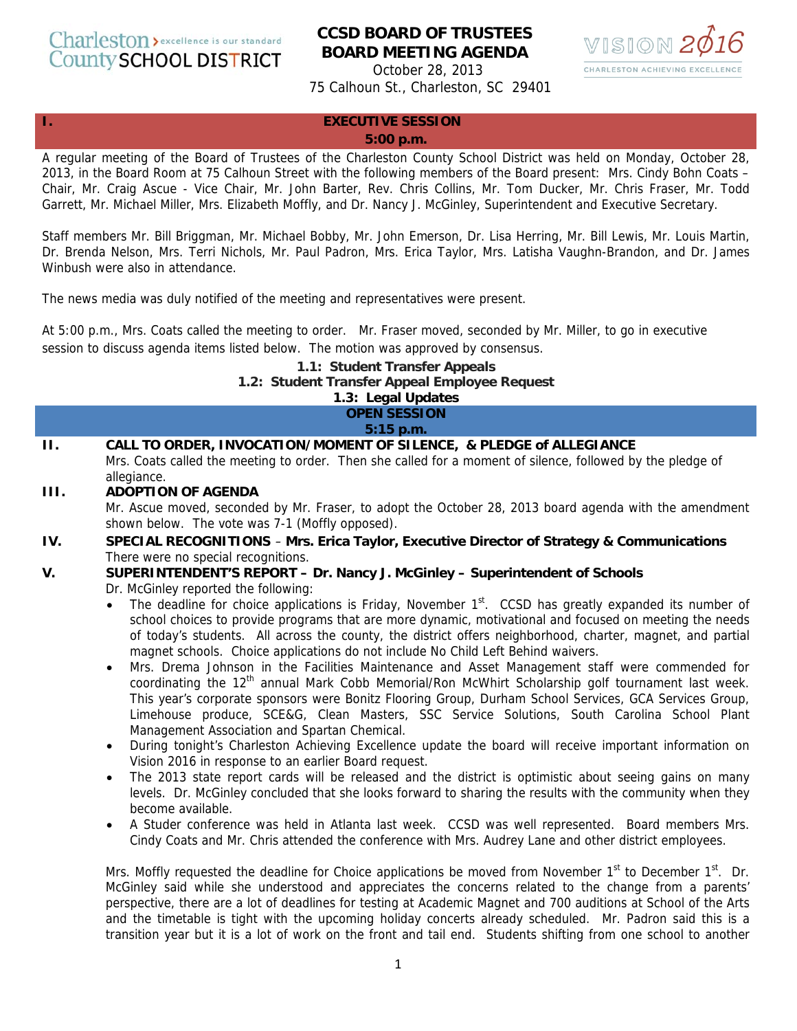Charleston County SCHOOL DISTRICT — excellence is our standard

# CCSD BOARD OF TRUSTEES
# BOARD MEETING AGENDA

October 28, 2013
75 Calhoun St., Charleston, SC 29401

VISION 2016 — CHARLESTON ACHIEVING EXCELLENCE

## I. EXECUTIVE SESSION
**5:00 p.m.**

A regular meeting of the Board of Trustees of the Charleston County School District was held on Monday, October 28, 2013, in the Board Room at 75 Calhoun Street with the following members of the Board present: Mrs. Cindy Bohn Coats – Chair, Mr. Craig Ascue - Vice Chair, Mr. John Barter, Rev. Chris Collins, Mr. Tom Ducker, Mr. Chris Fraser, Mr. Todd Garrett, Mr. Michael Miller, Mrs. Elizabeth Moffly, and Dr. Nancy J. McGinley, Superintendent and Executive Secretary.

Staff members Mr. Bill Briggman, Mr. Michael Bobby, Mr. John Emerson, Dr. Lisa Herring, Mr. Bill Lewis, Mr. Louis Martin, Dr. Brenda Nelson, Mrs. Terri Nichols, Mr. Paul Padron, Mrs. Erica Taylor, Mrs. Latisha Vaughn-Brandon, and Dr. James Winbush were also in attendance.

The news media was duly notified of the meeting and representatives were present.

At 5:00 p.m., Mrs. Coats called the meeting to order. Mr. Fraser moved, seconded by Mr. Miller, to go in executive session to discuss agenda items listed below. The motion was approved by consensus.

**1.1: Student Transfer Appeals**
**1.2: Student Transfer Appeal Employee Request**
**1.3: Legal Updates**

## OPEN SESSION
**5:15 p.m.**

### II. CALL TO ORDER, INVOCATION/MOMENT OF SILENCE, & PLEDGE of ALLEGIANCE

Mrs. Coats called the meeting to order. Then she called for a moment of silence, followed by the pledge of allegiance.

### III. ADOPTION OF AGENDA

Mr. Ascue moved, seconded by Mr. Fraser, to adopt the October 28, 2013 board agenda with the amendment shown below. The vote was 7-1 (Moffly opposed).

### IV. SPECIAL RECOGNITIONS – Mrs. Erica Taylor, Executive Director of Strategy & Communications

There were no special recognitions.

### V. SUPERINTENDENT'S REPORT – Dr. Nancy J. McGinley – Superintendent of Schools

Dr. McGinley reported the following:

- The deadline for choice applications is Friday, November 1st. CCSD has greatly expanded its number of school choices to provide programs that are more dynamic, motivational and focused on meeting the needs of today's students. All across the county, the district offers neighborhood, charter, magnet, and partial magnet schools. Choice applications do not include No Child Left Behind waivers.
- Mrs. Drema Johnson in the Facilities Maintenance and Asset Management staff were commended for coordinating the 12th annual Mark Cobb Memorial/Ron McWhirt Scholarship golf tournament last week. This year's corporate sponsors were Bonitz Flooring Group, Durham School Services, GCA Services Group, Limehouse produce, SCE&G, Clean Masters, SSC Service Solutions, South Carolina School Plant Management Association and Spartan Chemical.
- During tonight's Charleston Achieving Excellence update the board will receive important information on Vision 2016 in response to an earlier Board request.
- The 2013 state report cards will be released and the district is optimistic about seeing gains on many levels. Dr. McGinley concluded that she looks forward to sharing the results with the community when they become available.
- A Studer conference was held in Atlanta last week. CCSD was well represented. Board members Mrs. Cindy Coats and Mr. Chris attended the conference with Mrs. Audrey Lane and other district employees.

Mrs. Moffly requested the deadline for Choice applications be moved from November 1st to December 1st. Dr. McGinley said while she understood and appreciates the concerns related to the change from a parents' perspective, there are a lot of deadlines for testing at Academic Magnet and 700 auditions at School of the Arts and the timetable is tight with the upcoming holiday concerts already scheduled. Mr. Padron said this is a transition year but it is a lot of work on the front and tail end. Students shifting from one school to another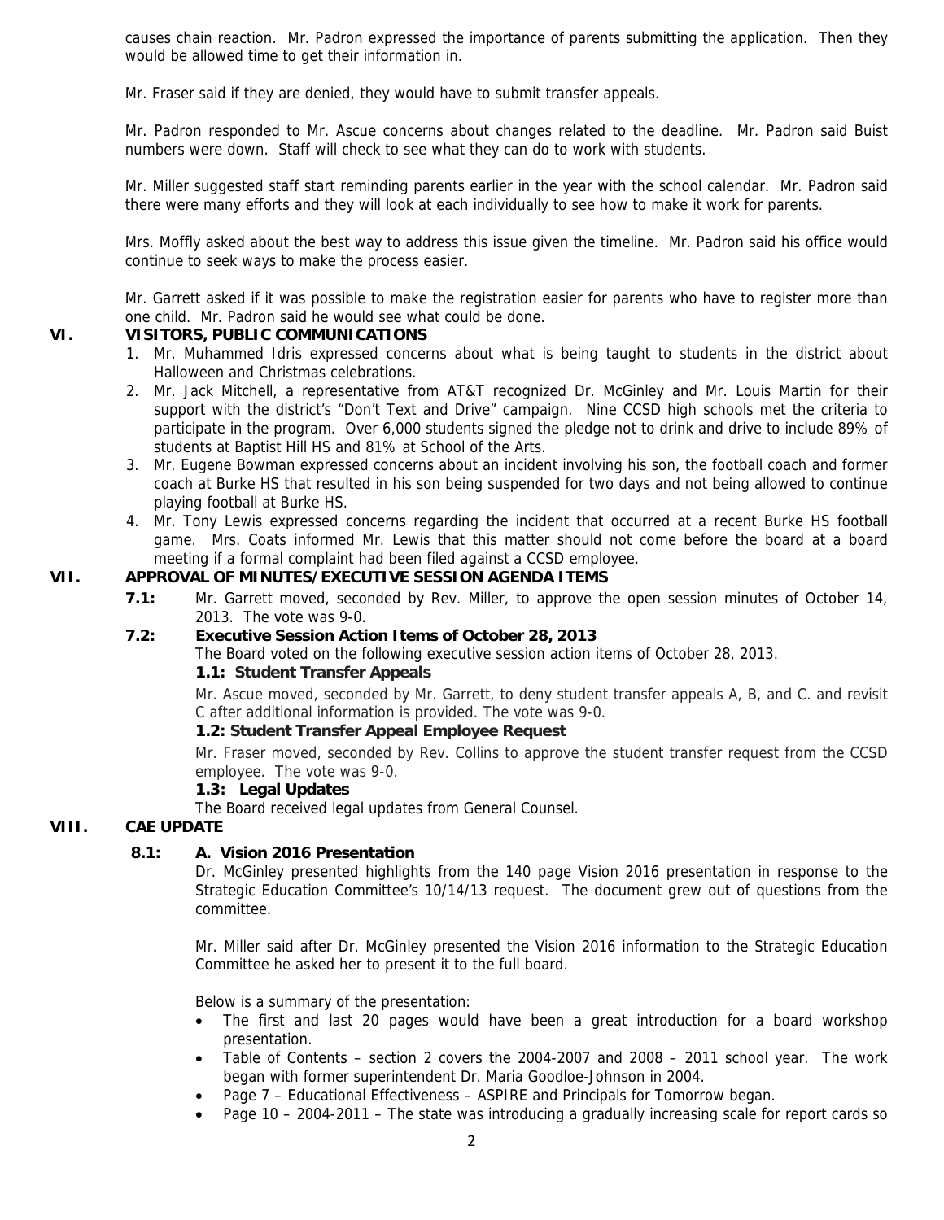causes chain reaction. Mr. Padron expressed the importance of parents submitting the application. Then they would be allowed time to get their information in.

Mr. Fraser said if they are denied, they would have to submit transfer appeals.

Mr. Padron responded to Mr. Ascue concerns about changes related to the deadline. Mr. Padron said Buist numbers were down. Staff will check to see what they can do to work with students.

Mr. Miller suggested staff start reminding parents earlier in the year with the school calendar. Mr. Padron said there were many efforts and they will look at each individually to see how to make it work for parents.

Mrs. Moffly asked about the best way to address this issue given the timeline. Mr. Padron said his office would continue to seek ways to make the process easier.

Mr. Garrett asked if it was possible to make the registration easier for parents who have to register more than one child. Mr. Padron said he would see what could be done.

## VI. VISITORS, PUBLIC COMMUNICATIONS

1. Mr. Muhammed Idris expressed concerns about what is being taught to students in the district about Halloween and Christmas celebrations.
2. Mr. Jack Mitchell, a representative from AT&T recognized Dr. McGinley and Mr. Louis Martin for their support with the district's "Don't Text and Drive" campaign. Nine CCSD high schools met the criteria to participate in the program. Over 6,000 students signed the pledge not to drink and drive to include 89% of students at Baptist Hill HS and 81% at School of the Arts.
3. Mr. Eugene Bowman expressed concerns about an incident involving his son, the football coach and former coach at Burke HS that resulted in his son being suspended for two days and not being allowed to continue playing football at Burke HS.
4. Mr. Tony Lewis expressed concerns regarding the incident that occurred at a recent Burke HS football game. Mrs. Coats informed Mr. Lewis that this matter should not come before the board at a board meeting if a formal complaint had been filed against a CCSD employee.

## VII. APPROVAL OF MINUTES/EXECUTIVE SESSION AGENDA ITEMS

**7.1:** Mr. Garrett moved, seconded by Rev. Miller, to approve the open session minutes of October 14, 2013. The vote was 9-0.

**7.2: Executive Session Action Items of October 28, 2013**

The Board voted on the following executive session action items of October 28, 2013.

**1.1: Student Transfer Appeals**

Mr. Ascue moved, seconded by Mr. Garrett, to deny student transfer appeals A, B, and C. and revisit C after additional information is provided. The vote was 9-0.

**1.2: Student Transfer Appeal Employee Request**

Mr. Fraser moved, seconded by Rev. Collins to approve the student transfer request from the CCSD employee. The vote was 9-0.

**1.3: Legal Updates**

The Board received legal updates from General Counsel.

## VIII. CAE UPDATE

**8.1: A. Vision 2016 Presentation**

Dr. McGinley presented highlights from the 140 page Vision 2016 presentation in response to the Strategic Education Committee's 10/14/13 request. The document grew out of questions from the committee.

Mr. Miller said after Dr. McGinley presented the Vision 2016 information to the Strategic Education Committee he asked her to present it to the full board.

Below is a summary of the presentation:

- The first and last 20 pages would have been a great introduction for a board workshop presentation.
- Table of Contents – section 2 covers the 2004-2007 and 2008 – 2011 school year. The work began with former superintendent Dr. Maria Goodloe-Johnson in 2004.
- Page 7 – Educational Effectiveness – ASPIRE and Principals for Tomorrow began.
- Page 10 – 2004-2011 – The state was introducing a gradually increasing scale for report cards so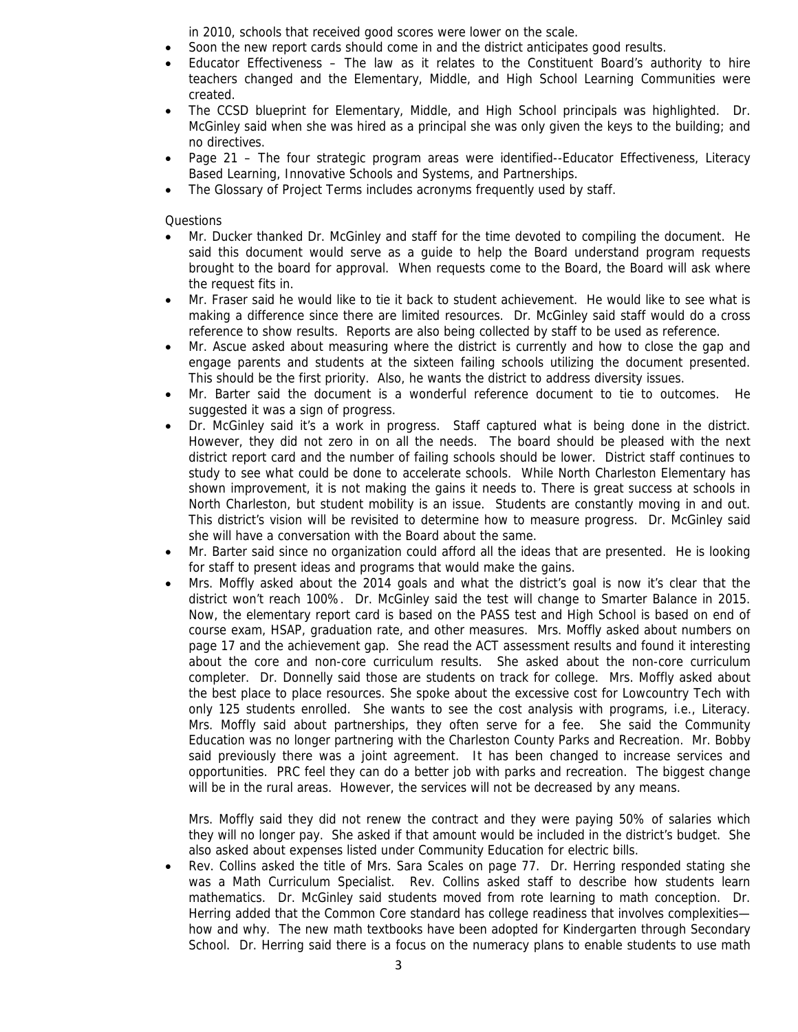in 2010, schools that received good scores were lower on the scale.

- Soon the new report cards should come in and the district anticipates good results.
- Educator Effectiveness – The law as it relates to the Constituent Board's authority to hire teachers changed and the Elementary, Middle, and High School Learning Communities were created.
- The CCSD blueprint for Elementary, Middle, and High School principals was highlighted. Dr. McGinley said when she was hired as a principal she was only given the keys to the building; and no directives.
- Page 21 – The four strategic program areas were identified--Educator Effectiveness, Literacy Based Learning, Innovative Schools and Systems, and Partnerships.
- The Glossary of Project Terms includes acronyms frequently used by staff.

Questions

- Mr. Ducker thanked Dr. McGinley and staff for the time devoted to compiling the document. He said this document would serve as a guide to help the Board understand program requests brought to the board for approval. When requests come to the Board, the Board will ask where the request fits in.
- Mr. Fraser said he would like to tie it back to student achievement. He would like to see what is making a difference since there are limited resources. Dr. McGinley said staff would do a cross reference to show results. Reports are also being collected by staff to be used as reference.
- Mr. Ascue asked about measuring where the district is currently and how to close the gap and engage parents and students at the sixteen failing schools utilizing the document presented. This should be the first priority. Also, he wants the district to address diversity issues.
- Mr. Barter said the document is a wonderful reference document to tie to outcomes. He suggested it was a sign of progress.
- Dr. McGinley said it's a work in progress. Staff captured what is being done in the district. However, they did not zero in on all the needs. The board should be pleased with the next district report card and the number of failing schools should be lower. District staff continues to study to see what could be done to accelerate schools. While North Charleston Elementary has shown improvement, it is not making the gains it needs to. There is great success at schools in North Charleston, but student mobility is an issue. Students are constantly moving in and out. This district's vision will be revisited to determine how to measure progress. Dr. McGinley said she will have a conversation with the Board about the same.
- Mr. Barter said since no organization could afford all the ideas that are presented. He is looking for staff to present ideas and programs that would make the gains.
- Mrs. Moffly asked about the 2014 goals and what the district's goal is now it's clear that the district won't reach 100%. Dr. McGinley said the test will change to Smarter Balance in 2015. Now, the elementary report card is based on the PASS test and High School is based on end of course exam, HSAP, graduation rate, and other measures. Mrs. Moffly asked about numbers on page 17 and the achievement gap. She read the ACT assessment results and found it interesting about the core and non-core curriculum results. She asked about the non-core curriculum completer. Dr. Donnelly said those are students on track for college. Mrs. Moffly asked about the best place to place resources. She spoke about the excessive cost for Lowcountry Tech with only 125 students enrolled. She wants to see the cost analysis with programs, i.e., Literacy. Mrs. Moffly said about partnerships, they often serve for a fee. She said the Community Education was no longer partnering with the Charleston County Parks and Recreation. Mr. Bobby said previously there was a joint agreement. It has been changed to increase services and opportunities. PRC feel they can do a better job with parks and recreation. The biggest change will be in the rural areas. However, the services will not be decreased by any means.

  Mrs. Moffly said they did not renew the contract and they were paying 50% of salaries which they will no longer pay. She asked if that amount would be included in the district's budget. She also asked about expenses listed under Community Education for electric bills.
- Rev. Collins asked the title of Mrs. Sara Scales on page 77. Dr. Herring responded stating she was a Math Curriculum Specialist. Rev. Collins asked staff to describe how students learn mathematics. Dr. McGinley said students moved from rote learning to math conception. Dr. Herring added that the Common Core standard has college readiness that involves complexities—how and why. The new math textbooks have been adopted for Kindergarten through Secondary School. Dr. Herring said there is a focus on the numeracy plans to enable students to use math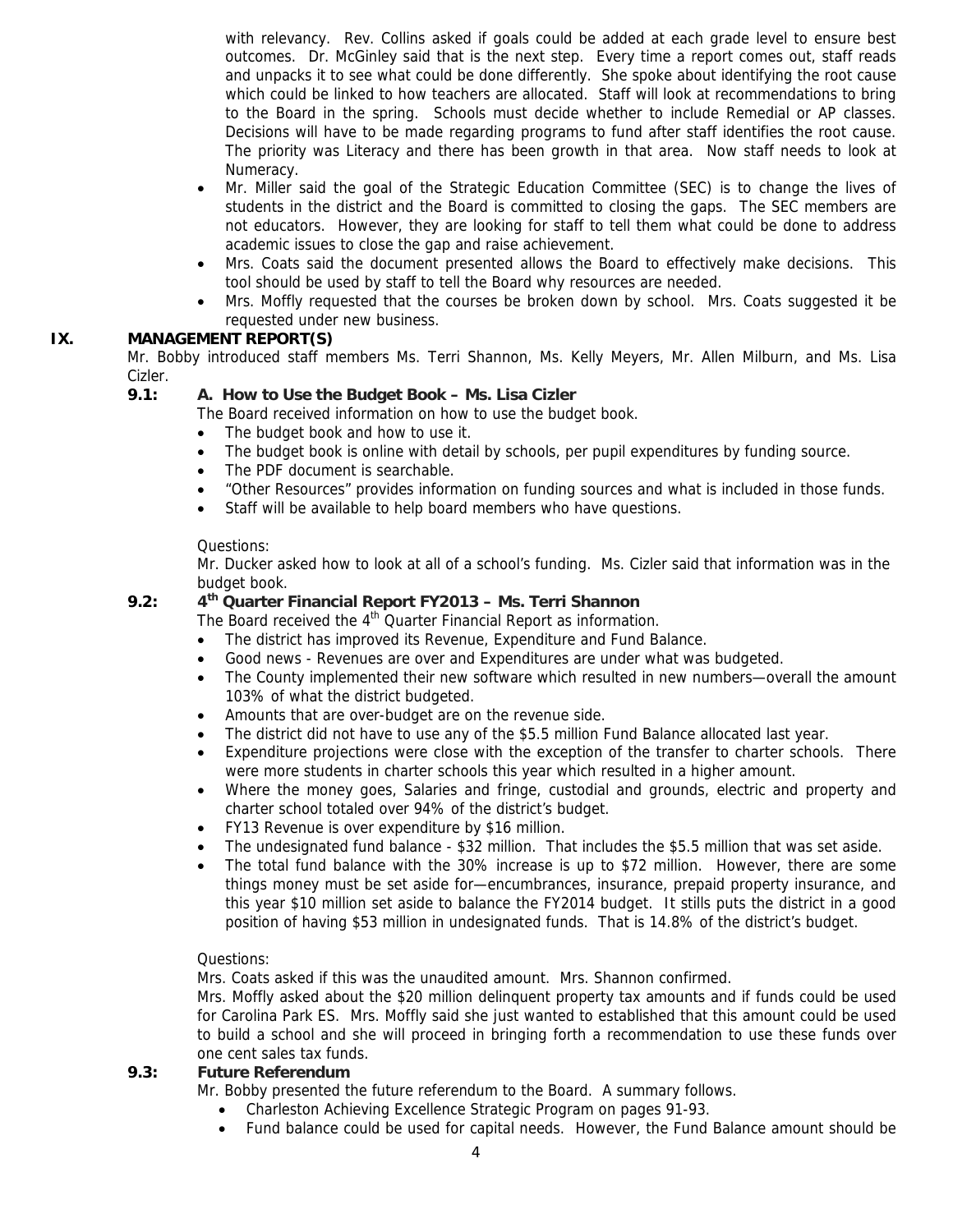with relevancy. Rev. Collins asked if goals could be added at each grade level to ensure best outcomes. Dr. McGinley said that is the next step. Every time a report comes out, staff reads and unpacks it to see what could be done differently. She spoke about identifying the root cause which could be linked to how teachers are allocated. Staff will look at recommendations to bring to the Board in the spring. Schools must decide whether to include Remedial or AP classes. Decisions will have to be made regarding programs to fund after staff identifies the root cause. The priority was Literacy and there has been growth in that area. Now staff needs to look at Numeracy.

- Mr. Miller said the goal of the Strategic Education Committee (SEC) is to change the lives of students in the district and the Board is committed to closing the gaps. The SEC members are not educators. However, they are looking for staff to tell them what could be done to address academic issues to close the gap and raise achievement.
- Mrs. Coats said the document presented allows the Board to effectively make decisions. This tool should be used by staff to tell the Board why resources are needed.
- Mrs. Moffly requested that the courses be broken down by school. Mrs. Coats suggested it be requested under new business.

## IX. MANAGEMENT REPORT(S)

Mr. Bobby introduced staff members Ms. Terri Shannon, Ms. Kelly Meyers, Mr. Allen Milburn, and Ms. Lisa Cizler.

### 9.1: A. How to Use the Budget Book – Ms. Lisa Cizler

The Board received information on how to use the budget book.

- The budget book and how to use it.
- The budget book is online with detail by schools, per pupil expenditures by funding source.
- The PDF document is searchable.
- "Other Resources" provides information on funding sources and what is included in those funds.
- Staff will be available to help board members who have questions.

Questions:

Mr. Ducker asked how to look at all of a school's funding. Ms. Cizler said that information was in the budget book.

### 9.2: 4th Quarter Financial Report FY2013 – Ms. Terri Shannon

The Board received the 4th Quarter Financial Report as information.

- The district has improved its Revenue, Expenditure and Fund Balance.
- Good news - Revenues are over and Expenditures are under what was budgeted.
- The County implemented their new software which resulted in new numbers—overall the amount 103% of what the district budgeted.
- Amounts that are over-budget are on the revenue side.
- The district did not have to use any of the $5.5 million Fund Balance allocated last year.
- Expenditure projections were close with the exception of the transfer to charter schools. There were more students in charter schools this year which resulted in a higher amount.
- Where the money goes, Salaries and fringe, custodial and grounds, electric and property and charter school totaled over 94% of the district's budget.
- FY13 Revenue is over expenditure by $16 million.
- The undesignated fund balance - $32 million. That includes the $5.5 million that was set aside.
- The total fund balance with the 30% increase is up to $72 million. However, there are some things money must be set aside for—encumbrances, insurance, prepaid property insurance, and this year $10 million set aside to balance the FY2014 budget. It stills puts the district in a good position of having $53 million in undesignated funds. That is 14.8% of the district's budget.

Questions:

Mrs. Coats asked if this was the unaudited amount. Mrs. Shannon confirmed.

Mrs. Moffly asked about the $20 million delinquent property tax amounts and if funds could be used for Carolina Park ES. Mrs. Moffly said she just wanted to established that this amount could be used to build a school and she will proceed in bringing forth a recommendation to use these funds over one cent sales tax funds.

### 9.3: Future Referendum

Mr. Bobby presented the future referendum to the Board. A summary follows.

- Charleston Achieving Excellence Strategic Program on pages 91-93.
- Fund balance could be used for capital needs. However, the Fund Balance amount should be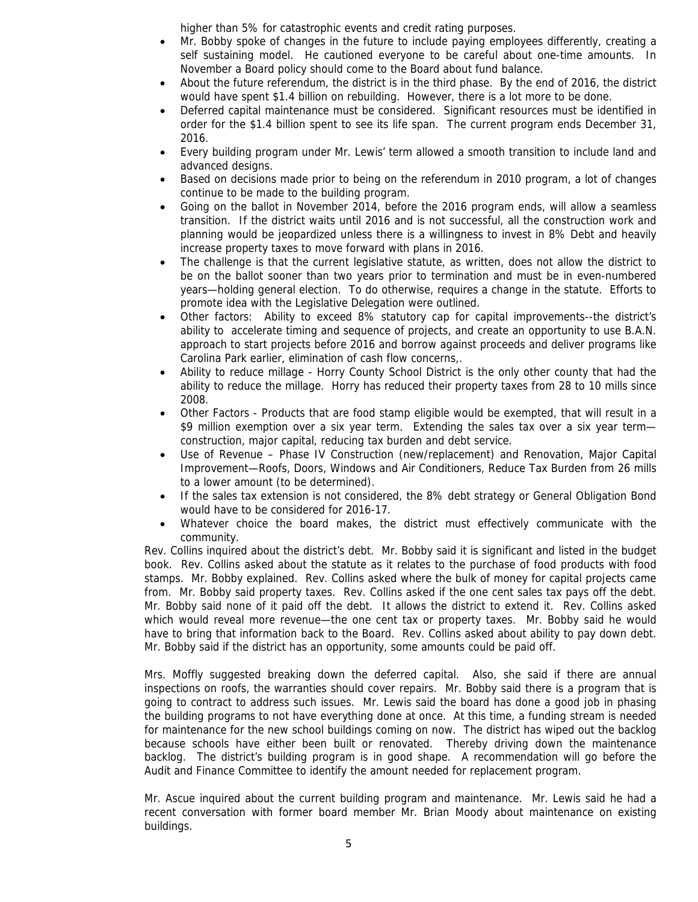higher than 5% for catastrophic events and credit rating purposes.

- Mr. Bobby spoke of changes in the future to include paying employees differently, creating a self sustaining model. He cautioned everyone to be careful about one-time amounts. In November a Board policy should come to the Board about fund balance.
- About the future referendum, the district is in the third phase. By the end of 2016, the district would have spent $1.4 billion on rebuilding. However, there is a lot more to be done.
- Deferred capital maintenance must be considered. Significant resources must be identified in order for the $1.4 billion spent to see its life span. The current program ends December 31, 2016.
- Every building program under Mr. Lewis' term allowed a smooth transition to include land and advanced designs.
- Based on decisions made prior to being on the referendum in 2010 program, a lot of changes continue to be made to the building program.
- Going on the ballot in November 2014, before the 2016 program ends, will allow a seamless transition. If the district waits until 2016 and is not successful, all the construction work and planning would be jeopardized unless there is a willingness to invest in 8% Debt and heavily increase property taxes to move forward with plans in 2016.
- The challenge is that the current legislative statute, as written, does not allow the district to be on the ballot sooner than two years prior to termination and must be in even-numbered years—holding general election. To do otherwise, requires a change in the statute. Efforts to promote idea with the Legislative Delegation were outlined.
- Other factors: Ability to exceed 8% statutory cap for capital improvements--the district's ability to accelerate timing and sequence of projects, and create an opportunity to use B.A.N. approach to start projects before 2016 and borrow against proceeds and deliver programs like Carolina Park earlier, elimination of cash flow concerns,.
- Ability to reduce millage - Horry County School District is the only other county that had the ability to reduce the millage. Horry has reduced their property taxes from 28 to 10 mills since 2008.
- Other Factors - Products that are food stamp eligible would be exempted, that will result in a $9 million exemption over a six year term. Extending the sales tax over a six year term—construction, major capital, reducing tax burden and debt service.
- Use of Revenue – Phase IV Construction (new/replacement) and Renovation, Major Capital Improvement—Roofs, Doors, Windows and Air Conditioners, Reduce Tax Burden from 26 mills to a lower amount (to be determined).
- If the sales tax extension is not considered, the 8% debt strategy or General Obligation Bond would have to be considered for 2016-17.
- Whatever choice the board makes, the district must effectively communicate with the community.

Rev. Collins inquired about the district's debt. Mr. Bobby said it is significant and listed in the budget book. Rev. Collins asked about the statute as it relates to the purchase of food products with food stamps. Mr. Bobby explained. Rev. Collins asked where the bulk of money for capital projects came from. Mr. Bobby said property taxes. Rev. Collins asked if the one cent sales tax pays off the debt. Mr. Bobby said none of it paid off the debt. It allows the district to extend it. Rev. Collins asked which would reveal more revenue—the one cent tax or property taxes. Mr. Bobby said he would have to bring that information back to the Board. Rev. Collins asked about ability to pay down debt. Mr. Bobby said if the district has an opportunity, some amounts could be paid off.

Mrs. Moffly suggested breaking down the deferred capital. Also, she said if there are annual inspections on roofs, the warranties should cover repairs. Mr. Bobby said there is a program that is going to contract to address such issues. Mr. Lewis said the board has done a good job in phasing the building programs to not have everything done at once. At this time, a funding stream is needed for maintenance for the new school buildings coming on now. The district has wiped out the backlog because schools have either been built or renovated. Thereby driving down the maintenance backlog. The district's building program is in good shape. A recommendation will go before the Audit and Finance Committee to identify the amount needed for replacement program.

Mr. Ascue inquired about the current building program and maintenance. Mr. Lewis said he had a recent conversation with former board member Mr. Brian Moody about maintenance on existing buildings.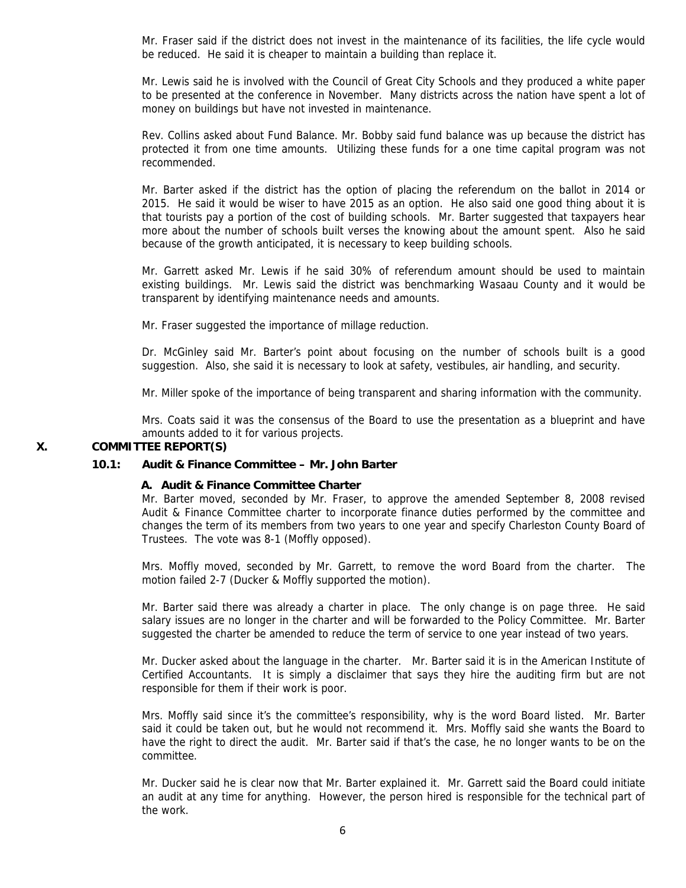Mr. Fraser said if the district does not invest in the maintenance of its facilities, the life cycle would be reduced. He said it is cheaper to maintain a building than replace it.

Mr. Lewis said he is involved with the Council of Great City Schools and they produced a white paper to be presented at the conference in November. Many districts across the nation have spent a lot of money on buildings but have not invested in maintenance.

Rev. Collins asked about Fund Balance. Mr. Bobby said fund balance was up because the district has protected it from one time amounts. Utilizing these funds for a one time capital program was not recommended.

Mr. Barter asked if the district has the option of placing the referendum on the ballot in 2014 or 2015. He said it would be wiser to have 2015 as an option. He also said one good thing about it is that tourists pay a portion of the cost of building schools. Mr. Barter suggested that taxpayers hear more about the number of schools built verses the knowing about the amount spent. Also he said because of the growth anticipated, it is necessary to keep building schools.

Mr. Garrett asked Mr. Lewis if he said 30% of referendum amount should be used to maintain existing buildings. Mr. Lewis said the district was benchmarking Wasaau County and it would be transparent by identifying maintenance needs and amounts.

Mr. Fraser suggested the importance of millage reduction.

Dr. McGinley said Mr. Barter's point about focusing on the number of schools built is a good suggestion. Also, she said it is necessary to look at safety, vestibules, air handling, and security.

Mr. Miller spoke of the importance of being transparent and sharing information with the community.

Mrs. Coats said it was the consensus of the Board to use the presentation as a blueprint and have amounts added to it for various projects.

## X. COMMITTEE REPORT(S)

### 10.1: Audit & Finance Committee – Mr. John Barter

**A. Audit & Finance Committee Charter**

Mr. Barter moved, seconded by Mr. Fraser, to approve the amended September 8, 2008 revised Audit & Finance Committee charter to incorporate finance duties performed by the committee and changes the term of its members from two years to one year and specify Charleston County Board of Trustees. The vote was 8-1 (Moffly opposed).

Mrs. Moffly moved, seconded by Mr. Garrett, to remove the word Board from the charter. The motion failed 2-7 (Ducker & Moffly supported the motion).

Mr. Barter said there was already a charter in place. The only change is on page three. He said salary issues are no longer in the charter and will be forwarded to the Policy Committee. Mr. Barter suggested the charter be amended to reduce the term of service to one year instead of two years.

Mr. Ducker asked about the language in the charter. Mr. Barter said it is in the American Institute of Certified Accountants. It is simply a disclaimer that says they hire the auditing firm but are not responsible for them if their work is poor.

Mrs. Moffly said since it's the committee's responsibility, why is the word Board listed. Mr. Barter said it could be taken out, but he would not recommend it. Mrs. Moffly said she wants the Board to have the right to direct the audit. Mr. Barter said if that's the case, he no longer wants to be on the committee.

Mr. Ducker said he is clear now that Mr. Barter explained it. Mr. Garrett said the Board could initiate an audit at any time for anything. However, the person hired is responsible for the technical part of the work.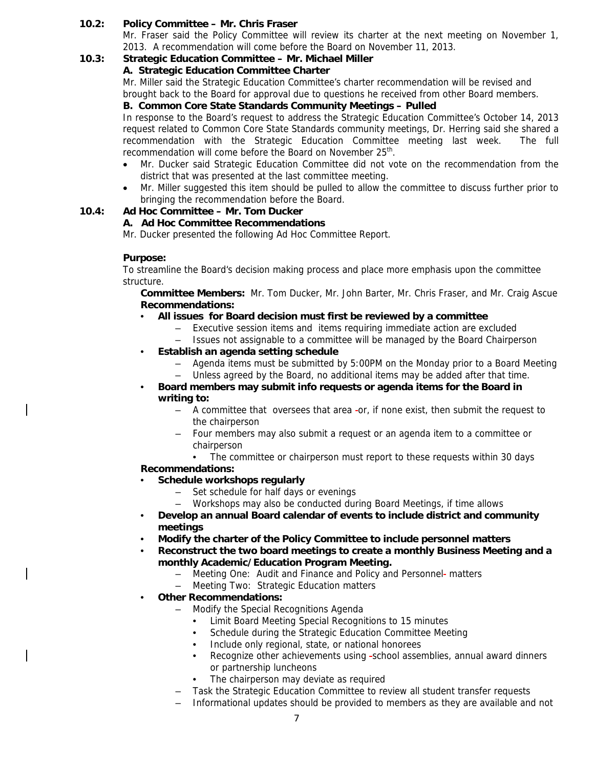**10.2: Policy Committee – Mr. Chris Fraser**

Mr. Fraser said the Policy Committee will review its charter at the next meeting on November 1, 2013. A recommendation will come before the Board on November 11, 2013.

**10.3: Strategic Education Committee – Mr. Michael Miller**

**A. Strategic Education Committee Charter**

Mr. Miller said the Strategic Education Committee's charter recommendation will be revised and brought back to the Board for approval due to questions he received from other Board members.

**B. Common Core State Standards Community Meetings – Pulled**

In response to the Board's request to address the Strategic Education Committee's October 14, 2013 request related to Common Core State Standards community meetings, Dr. Herring said she shared a recommendation with the Strategic Education Committee meeting last week. The full recommendation will come before the Board on November 25th.

- Mr. Ducker said Strategic Education Committee did not vote on the recommendation from the district that was presented at the last committee meeting.
- Mr. Miller suggested this item should be pulled to allow the committee to discuss further prior to bringing the recommendation before the Board.

**10.4: Ad Hoc Committee – Mr. Tom Ducker**

**A. Ad Hoc Committee Recommendations**

Mr. Ducker presented the following Ad Hoc Committee Report.

**Purpose:**

To streamline the Board's decision making process and place more emphasis upon the committee structure.

**Committee Members:** Mr. Tom Ducker, Mr. John Barter, Mr. Chris Fraser, and Mr. Craig Ascue

**Recommendations:**

- **All issues for Board decision must first be reviewed by a committee**
  - Executive session items and items requiring immediate action are excluded
  - Issues not assignable to a committee will be managed by the Board Chairperson
- **Establish an agenda setting schedule**
  - Agenda items must be submitted by 5:00PM on the Monday prior to a Board Meeting
  - Unless agreed by the Board, no additional items may be added after that time.
- **Board members may submit info requests or agenda items for the Board in writing to:**
  - A committee that oversees that area -or, if none exist, then submit the request to the chairperson
  - Four members may also submit a request or an agenda item to a committee or chairperson
    - The committee or chairperson must report to these requests within 30 days

**Recommendations:**

- **Schedule workshops regularly**
  - Set schedule for half days or evenings
  - Workshops may also be conducted during Board Meetings, if time allows
- **Develop an annual Board calendar of events to include district and community meetings**
- **Modify the charter of the Policy Committee to include personnel matters**
- **Reconstruct the two board meetings to create a monthly Business Meeting and a monthly Academic/Education Program Meeting.**
  - Meeting One: Audit and Finance and Policy and Personnel- matters
  - Meeting Two: Strategic Education matters
- **Other Recommendations:**
  - Modify the Special Recognitions Agenda
    - Limit Board Meeting Special Recognitions to 15 minutes
    - Schedule during the Strategic Education Committee Meeting
    - Include only regional, state, or national honorees
    - Recognize other achievements using -school assemblies, annual award dinners or partnership luncheons
    - The chairperson may deviate as required
  - Task the Strategic Education Committee to review all student transfer requests
  - Informational updates should be provided to members as they are available and not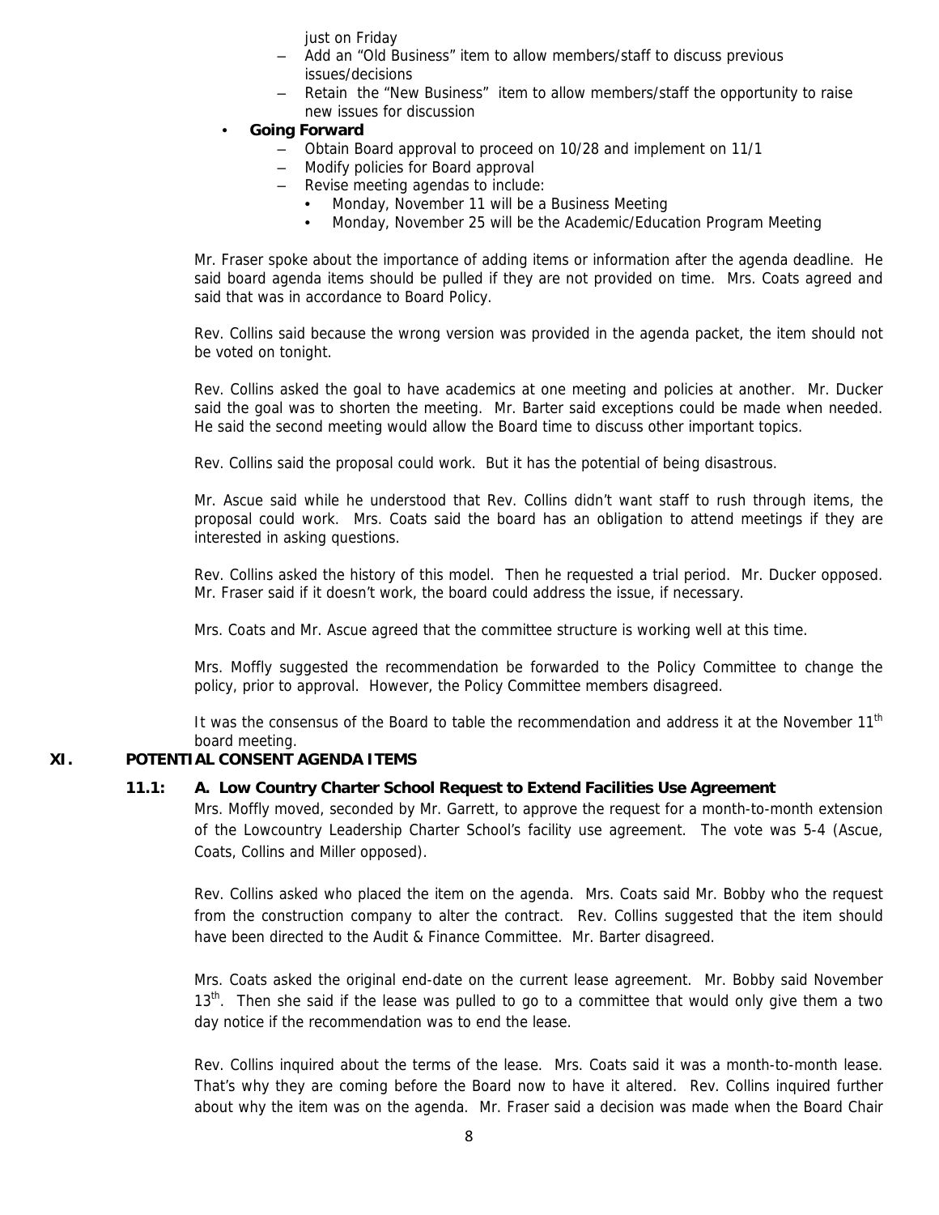just on Friday

- Add an "Old Business" item to allow members/staff to discuss previous issues/decisions
- Retain the "New Business" item to allow members/staff the opportunity to raise new issues for discussion

- **Going Forward**
  - Obtain Board approval to proceed on 10/28 and implement on 11/1
  - Modify policies for Board approval
  - Revise meeting agendas to include:
    - Monday, November 11 will be a Business Meeting
    - Monday, November 25 will be the Academic/Education Program Meeting

Mr. Fraser spoke about the importance of adding items or information after the agenda deadline. He said board agenda items should be pulled if they are not provided on time. Mrs. Coats agreed and said that was in accordance to Board Policy.

Rev. Collins said because the wrong version was provided in the agenda packet, the item should not be voted on tonight.

Rev. Collins asked the goal to have academics at one meeting and policies at another. Mr. Ducker said the goal was to shorten the meeting. Mr. Barter said exceptions could be made when needed. He said the second meeting would allow the Board time to discuss other important topics.

Rev. Collins said the proposal could work. But it has the potential of being disastrous.

Mr. Ascue said while he understood that Rev. Collins didn't want staff to rush through items, the proposal could work. Mrs. Coats said the board has an obligation to attend meetings if they are interested in asking questions.

Rev. Collins asked the history of this model. Then he requested a trial period. Mr. Ducker opposed. Mr. Fraser said if it doesn't work, the board could address the issue, if necessary.

Mrs. Coats and Mr. Ascue agreed that the committee structure is working well at this time.

Mrs. Moffly suggested the recommendation be forwarded to the Policy Committee to change the policy, prior to approval. However, the Policy Committee members disagreed.

It was the consensus of the Board to table the recommendation and address it at the November 11th board meeting.

## XI. POTENTIAL CONSENT AGENDA ITEMS

### 11.1: A. Low Country Charter School Request to Extend Facilities Use Agreement

Mrs. Moffly moved, seconded by Mr. Garrett, to approve the request for a month-to-month extension of the Lowcountry Leadership Charter School's facility use agreement. The vote was 5-4 (Ascue, Coats, Collins and Miller opposed).

Rev. Collins asked who placed the item on the agenda. Mrs. Coats said Mr. Bobby who the request from the construction company to alter the contract. Rev. Collins suggested that the item should have been directed to the Audit & Finance Committee. Mr. Barter disagreed.

Mrs. Coats asked the original end-date on the current lease agreement. Mr. Bobby said November 13th. Then she said if the lease was pulled to go to a committee that would only give them a two day notice if the recommendation was to end the lease.

Rev. Collins inquired about the terms of the lease. Mrs. Coats said it was a month-to-month lease. That's why they are coming before the Board now to have it altered. Rev. Collins inquired further about why the item was on the agenda. Mr. Fraser said a decision was made when the Board Chair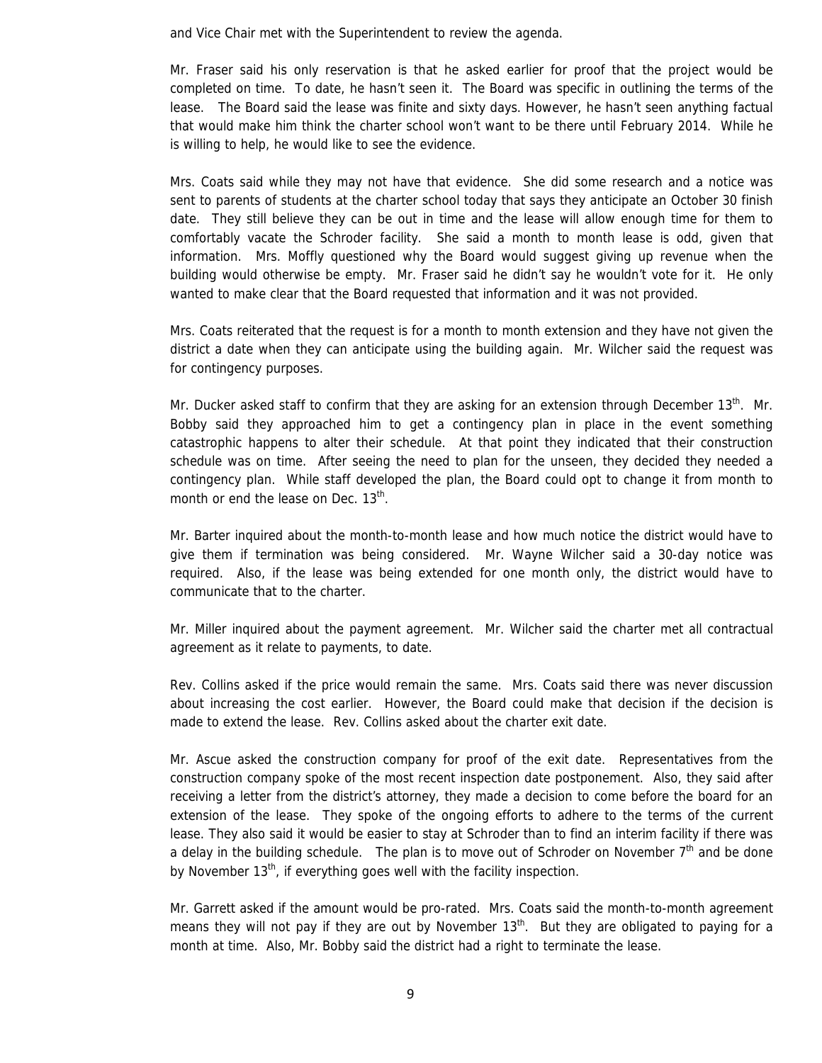and Vice Chair met with the Superintendent to review the agenda.

Mr. Fraser said his only reservation is that he asked earlier for proof that the project would be completed on time. To date, he hasn't seen it. The Board was specific in outlining the terms of the lease. The Board said the lease was finite and sixty days. However, he hasn't seen anything factual that would make him think the charter school won't want to be there until February 2014. While he is willing to help, he would like to see the evidence.

Mrs. Coats said while they may not have that evidence. She did some research and a notice was sent to parents of students at the charter school today that says they anticipate an October 30 finish date. They still believe they can be out in time and the lease will allow enough time for them to comfortably vacate the Schroder facility. She said a month to month lease is odd, given that information. Mrs. Moffly questioned why the Board would suggest giving up revenue when the building would otherwise be empty. Mr. Fraser said he didn't say he wouldn't vote for it. He only wanted to make clear that the Board requested that information and it was not provided.

Mrs. Coats reiterated that the request is for a month to month extension and they have not given the district a date when they can anticipate using the building again. Mr. Wilcher said the request was for contingency purposes.

Mr. Ducker asked staff to confirm that they are asking for an extension through December 13th. Mr. Bobby said they approached him to get a contingency plan in place in the event something catastrophic happens to alter their schedule. At that point they indicated that their construction schedule was on time. After seeing the need to plan for the unseen, they decided they needed a contingency plan. While staff developed the plan, the Board could opt to change it from month to month or end the lease on Dec. 13th.

Mr. Barter inquired about the month-to-month lease and how much notice the district would have to give them if termination was being considered. Mr. Wayne Wilcher said a 30-day notice was required. Also, if the lease was being extended for one month only, the district would have to communicate that to the charter.

Mr. Miller inquired about the payment agreement. Mr. Wilcher said the charter met all contractual agreement as it relate to payments, to date.

Rev. Collins asked if the price would remain the same. Mrs. Coats said there was never discussion about increasing the cost earlier. However, the Board could make that decision if the decision is made to extend the lease. Rev. Collins asked about the charter exit date.

Mr. Ascue asked the construction company for proof of the exit date. Representatives from the construction company spoke of the most recent inspection date postponement. Also, they said after receiving a letter from the district's attorney, they made a decision to come before the board for an extension of the lease. They spoke of the ongoing efforts to adhere to the terms of the current lease. They also said it would be easier to stay at Schroder than to find an interim facility if there was a delay in the building schedule. The plan is to move out of Schroder on November 7th and be done by November 13th, if everything goes well with the facility inspection.

Mr. Garrett asked if the amount would be pro-rated. Mrs. Coats said the month-to-month agreement means they will not pay if they are out by November 13th. But they are obligated to paying for a month at time. Also, Mr. Bobby said the district had a right to terminate the lease.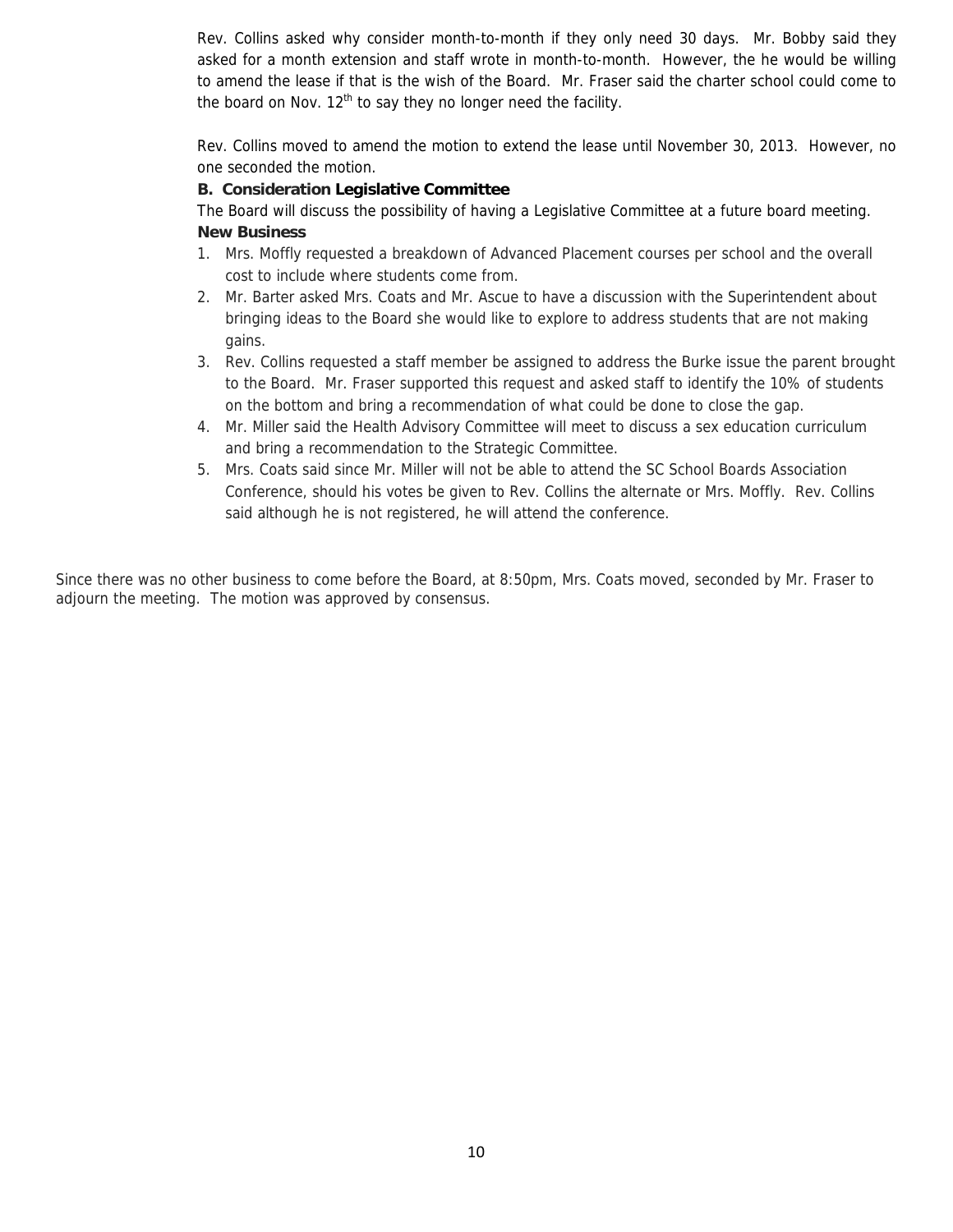Rev. Collins asked why consider month-to-month if they only need 30 days. Mr. Bobby said they asked for a month extension and staff wrote in month-to-month. However, the he would be willing to amend the lease if that is the wish of the Board. Mr. Fraser said the charter school could come to the board on Nov. 12th to say they no longer need the facility.

Rev. Collins moved to amend the motion to extend the lease until November 30, 2013. However, no one seconded the motion.

**B. Consideration Legislative Committee**

The Board will discuss the possibility of having a Legislative Committee at a future board meeting.

**New Business**

1. Mrs. Moffly requested a breakdown of Advanced Placement courses per school and the overall cost to include where students come from.
2. Mr. Barter asked Mrs. Coats and Mr. Ascue to have a discussion with the Superintendent about bringing ideas to the Board she would like to explore to address students that are not making gains.
3. Rev. Collins requested a staff member be assigned to address the Burke issue the parent brought to the Board. Mr. Fraser supported this request and asked staff to identify the 10% of students on the bottom and bring a recommendation of what could be done to close the gap.
4. Mr. Miller said the Health Advisory Committee will meet to discuss a sex education curriculum and bring a recommendation to the Strategic Committee.
5. Mrs. Coats said since Mr. Miller will not be able to attend the SC School Boards Association Conference, should his votes be given to Rev. Collins the alternate or Mrs. Moffly. Rev. Collins said although he is not registered, he will attend the conference.

Since there was no other business to come before the Board, at 8:50pm, Mrs. Coats moved, seconded by Mr. Fraser to adjourn the meeting. The motion was approved by consensus.